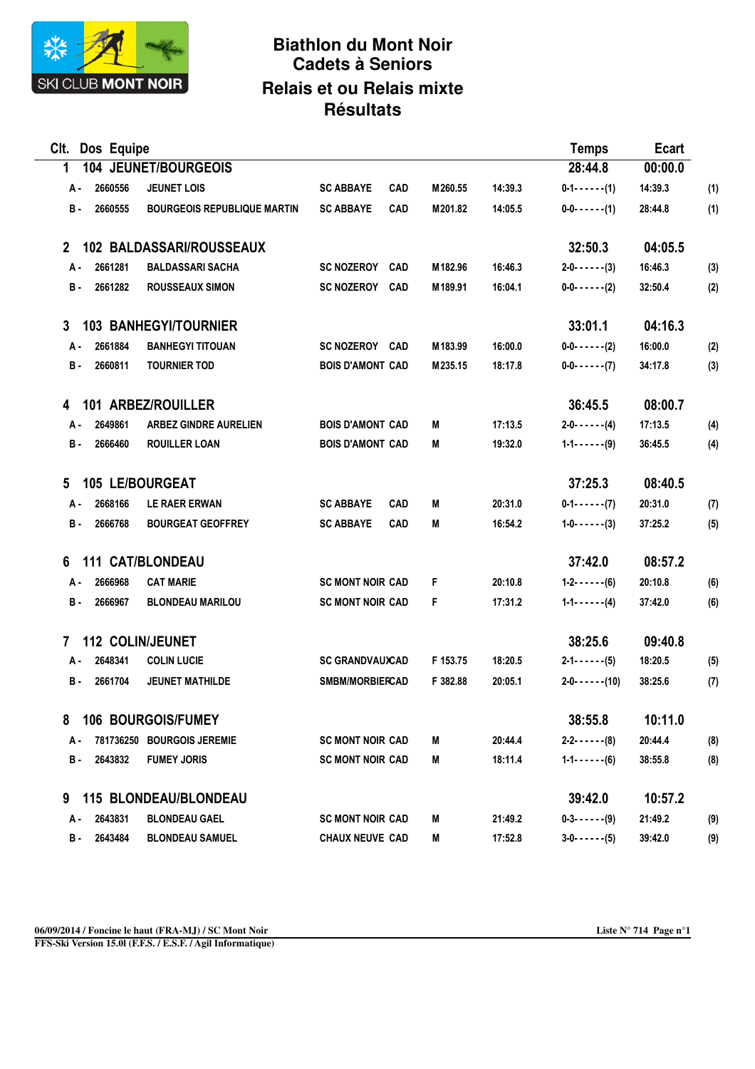# Biathlon du Mont Noir
## Cadets à Seniors
## Relais et ou Relais mixte
## Résultats

| Clt. | Dos | Equipe | | | | | Temps | Ecart | |
|---|---|---|---|---|---|---|---|---|---|
| **1** | **104** | **JEUNET/BOURGEOIS** | | | | | **28:44.8** | **00:00.0** | |
| A - | 2660556 | JEUNET LOIS | SC ABBAYE | CAD | M 260.55 | 14:39.3 | 0-1- - - - - -(1) | 14:39.3 | (1) |
| B - | 2660555 | BOURGEOIS REPUBLIQUE MARTIN | SC ABBAYE | CAD | M 201.82 | 14:05.5 | 0-0- - - - - -(1) | 28:44.8 | (1) |
| **2** | **102** | **BALDASSARI/ROUSSEAUX** | | | | | **32:50.3** | **04:05.5** | |
| A - | 2661281 | BALDASSARI SACHA | SC NOZEROY | CAD | M 182.96 | 16:46.3 | 2-0- - - - - -(3) | 16:46.3 | (3) |
| B - | 2661282 | ROUSSEAUX SIMON | SC NOZEROY | CAD | M 189.91 | 16:04.1 | 0-0- - - - - -(2) | 32:50.4 | (2) |
| **3** | **103** | **BANHEGYI/TOURNIER** | | | | | **33:01.1** | **04:16.3** | |
| A - | 2661884 | BANHEGYI TITOUAN | SC NOZEROY | CAD | M 183.99 | 16:00.0 | 0-0- - - - - -(2) | 16:00.0 | (2) |
| B - | 2660811 | TOURNIER TOD | BOIS D'AMONT | CAD | M 235.15 | 18:17.8 | 0-0- - - - - -(7) | 34:17.8 | (3) |
| **4** | **101** | **ARBEZ/ROUILLER** | | | | | **36:45.5** | **08:00.7** | |
| A - | 2649861 | ARBEZ GINDRE AURELIEN | BOIS D'AMONT | CAD | M | 17:13.5 | 2-0- - - - - -(4) | 17:13.5 | (4) |
| B - | 2666460 | ROUILLER LOAN | BOIS D'AMONT | CAD | M | 19:32.0 | 1-1- - - - - -(9) | 36:45.5 | (4) |
| **5** | **105** | **LE/BOURGEAT** | | | | | **37:25.3** | **08:40.5** | |
| A - | 2668166 | LE RAER ERWAN | SC ABBAYE | CAD | M | 20:31.0 | 0-1- - - - - -(7) | 20:31.0 | (7) |
| B - | 2666768 | BOURGEAT GEOFFREY | SC ABBAYE | CAD | M | 16:54.2 | 1-0- - - - - -(3) | 37:25.2 | (5) |
| **6** | **111** | **CAT/BLONDEAU** | | | | | **37:42.0** | **08:57.2** | |
| A - | 2666968 | CAT MARIE | SC MONT NOIR | CAD | F | 20:10.8 | 1-2- - - - - -(6) | 20:10.8 | (6) |
| B - | 2666967 | BLONDEAU MARILOU | SC MONT NOIR | CAD | F | 17:31.2 | 1-1- - - - - -(4) | 37:42.0 | (6) |
| **7** | **112** | **COLIN/JEUNET** | | | | | **38:25.6** | **09:40.8** | |
| A - | 2648341 | COLIN LUCIE | SC GRANDVAUX | CAD | F 153.75 | 18:20.5 | 2-1- - - - - -(5) | 18:20.5 | (5) |
| B - | 2661704 | JEUNET MATHILDE | SMBM/MORBIER | CAD | F 382.88 | 20:05.1 | 2-0- - - - - -(10) | 38:25.6 | (7) |
| **8** | **106** | **BOURGOIS/FUMEY** | | | | | **38:55.8** | **10:11.0** | |
| A - | 781736250 | BOURGOIS JEREMIE | SC MONT NOIR | CAD | M | 20:44.4 | 2-2- - - - - -(8) | 20:44.4 | (8) |
| B - | 2643832 | FUMEY JORIS | SC MONT NOIR | CAD | M | 18:11.4 | 1-1- - - - - -(6) | 38:55.8 | (8) |
| **9** | **115** | **BLONDEAU/BLONDEAU** | | | | | **39:42.0** | **10:57.2** | |
| A - | 2643831 | BLONDEAU GAEL | SC MONT NOIR | CAD | M | 21:49.2 | 0-3- - - - - -(9) | 21:49.2 | (9) |
| B - | 2643484 | BLONDEAU SAMUEL | CHAUX NEUVE | CAD | M | 17:52.8 | 3-0- - - - - -(5) | 39:42.0 | (9) |

06/09/2014 / Foncine le haut (FRA-MJ) / SC Mont Noir — Liste N° 714 Page n°1

FFS-Ski Version 15.0l (F.F.S. / E.S.F. / Agil Informatique)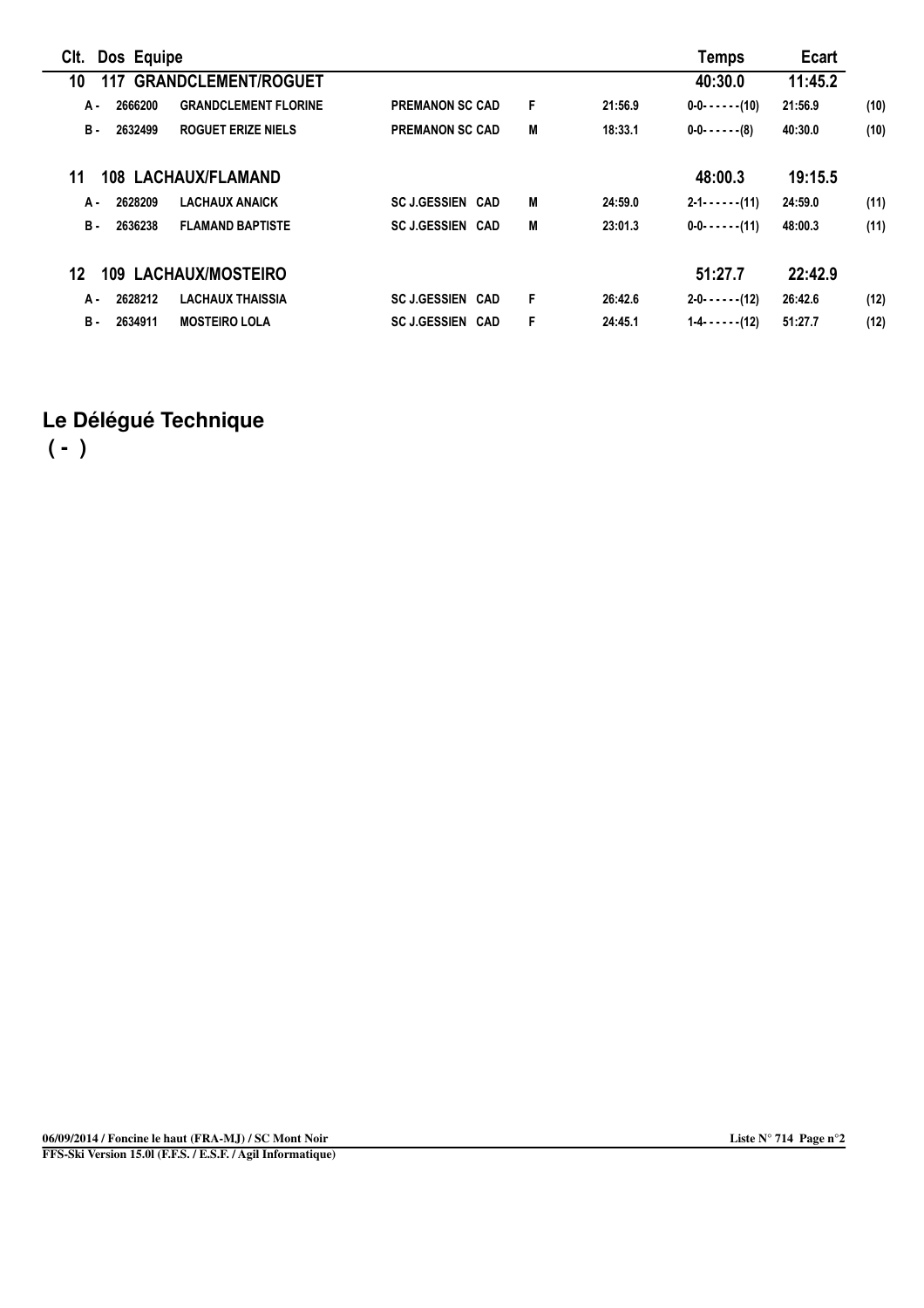| Clt. | Dos | Equipe | | | | | Temps | Ecart | |
|---|---|---|---|---|---|---|---|---|---|
| **10** | **117** | **GRANDCLEMENT/ROGUET** | | | | | **40:30.0** | **11:45.2** | |
| A - | 2666200 | GRANDCLEMENT FLORINE | PREMANON SC CAD | F | 21:56.9 | | 0-0- - - - - -(10) | 21:56.9 | (10) |
| B - | 2632499 | ROGUET ERIZE NIELS | PREMANON SC CAD | M | 18:33.1 | | 0-0- - - - - -(8) | 40:30.0 | (10) |
| **11** | **108** | **LACHAUX/FLAMAND** | | | | | **48:00.3** | **19:15.5** | |
| A - | 2628209 | LACHAUX ANAICK | SC J.GESSIEN CAD | M | 24:59.0 | | 2-1- - - - - -(11) | 24:59.0 | (11) |
| B - | 2636238 | FLAMAND BAPTISTE | SC J.GESSIEN CAD | M | 23:01.3 | | 0-0- - - - - -(11) | 48:00.3 | (11) |
| **12** | **109** | **LACHAUX/MOSTEIRO** | | | | | **51:27.7** | **22:42.9** | |
| A - | 2628212 | LACHAUX THAISSIA | SC J.GESSIEN CAD | F | 26:42.6 | | 2-0- - - - - -(12) | 26:42.6 | (12) |
| B - | 2634911 | MOSTEIRO LOLA | SC J.GESSIEN CAD | F | 24:45.1 | | 1-4- - - - - -(12) | 51:27.7 | (12) |

## Le Délégué Technique

**( - )**

06/09/2014 / Foncine le haut (FRA-MJ) / SC Mont Noir — Liste N° 714

FFS-Ski Version 15.0l (F.F.S. / E.S.F. / Agil Informatique)